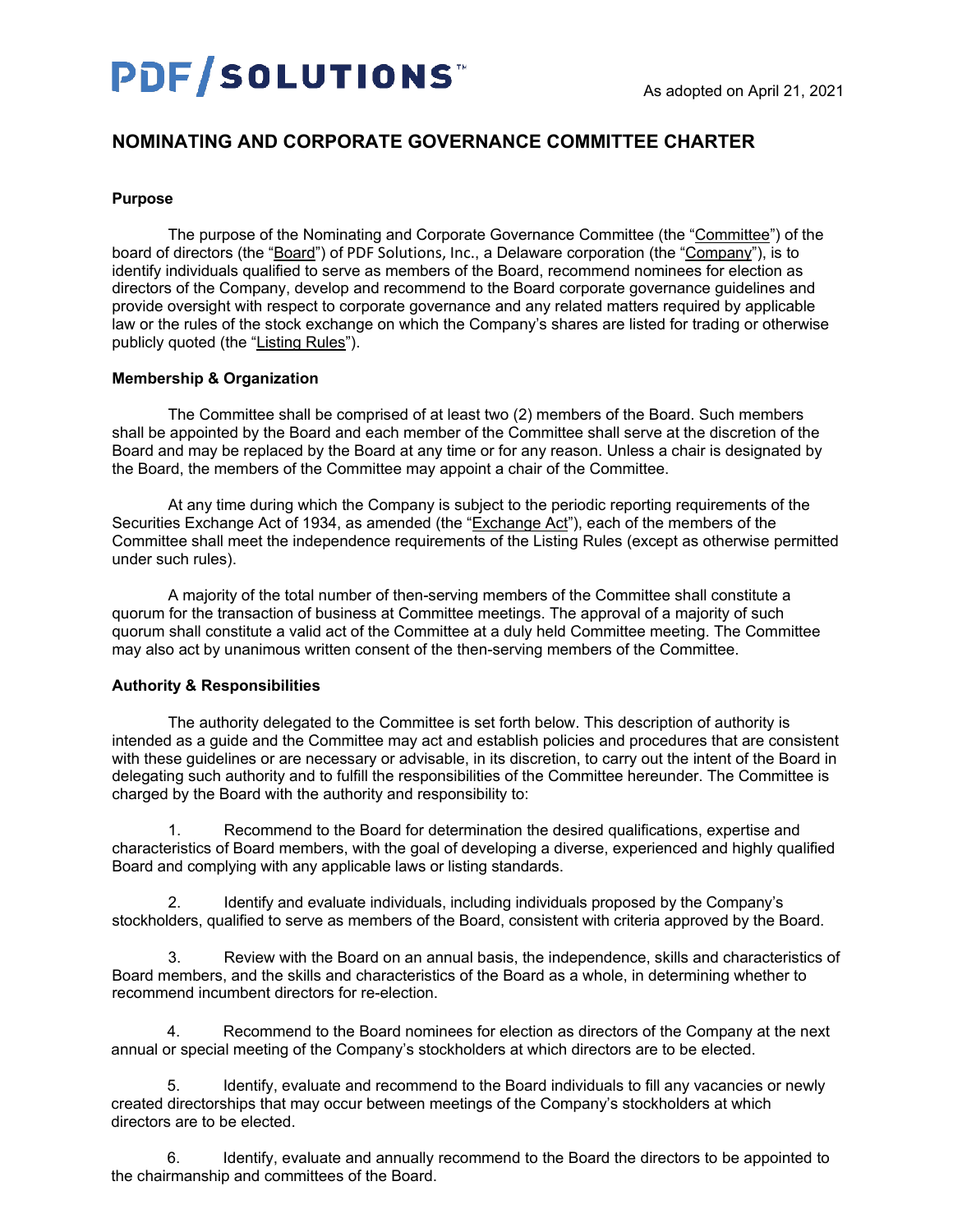PDF/SOLUTIONS™

As adopted on April 21, 2021

# NOMINATING AND CORPORATE GOVERNANCE COMMITTEE CHARTER

**Purpose**

The purpose of the Nominating and Corporate Governance Committee (the "Committee") of the board of directors (the "Board") of PDF Solutions, Inc., a Delaware corporation (the "Company"), is to identify individuals qualified to serve as members of the Board, recommend nominees for election as directors of the Company, develop and recommend to the Board corporate governance guidelines and provide oversight with respect to corporate governance and any related matters required by applicable law or the rules of the stock exchange on which the Company's shares are listed for trading or otherwise publicly quoted (the "Listing Rules").

**Membership & Organization**

The Committee shall be comprised of at least two (2) members of the Board. Such members shall be appointed by the Board and each member of the Committee shall serve at the discretion of the Board and may be replaced by the Board at any time or for any reason. Unless a chair is designated by the Board, the members of the Committee may appoint a chair of the Committee.

At any time during which the Company is subject to the periodic reporting requirements of the Securities Exchange Act of 1934, as amended (the "Exchange Act"), each of the members of the Committee shall meet the independence requirements of the Listing Rules (except as otherwise permitted under such rules).

A majority of the total number of then-serving members of the Committee shall constitute a quorum for the transaction of business at Committee meetings. The approval of a majority of such quorum shall constitute a valid act of the Committee at a duly held Committee meeting. The Committee may also act by unanimous written consent of the then-serving members of the Committee.

**Authority & Responsibilities**

The authority delegated to the Committee is set forth below. This description of authority is intended as a guide and the Committee may act and establish policies and procedures that are consistent with these guidelines or are necessary or advisable, in its discretion, to carry out the intent of the Board in delegating such authority and to fulfill the responsibilities of the Committee hereunder. The Committee is charged by the Board with the authority and responsibility to:

1. Recommend to the Board for determination the desired qualifications, expertise and characteristics of Board members, with the goal of developing a diverse, experienced and highly qualified Board and complying with any applicable laws or listing standards.

2. Identify and evaluate individuals, including individuals proposed by the Company's stockholders, qualified to serve as members of the Board, consistent with criteria approved by the Board.

3. Review with the Board on an annual basis, the independence, skills and characteristics of Board members, and the skills and characteristics of the Board as a whole, in determining whether to recommend incumbent directors for re-election.

4. Recommend to the Board nominees for election as directors of the Company at the next annual or special meeting of the Company's stockholders at which directors are to be elected.

5. Identify, evaluate and recommend to the Board individuals to fill any vacancies or newly created directorships that may occur between meetings of the Company's stockholders at which directors are to be elected.

6. Identify, evaluate and annually recommend to the Board the directors to be appointed to the chairmanship and committees of the Board.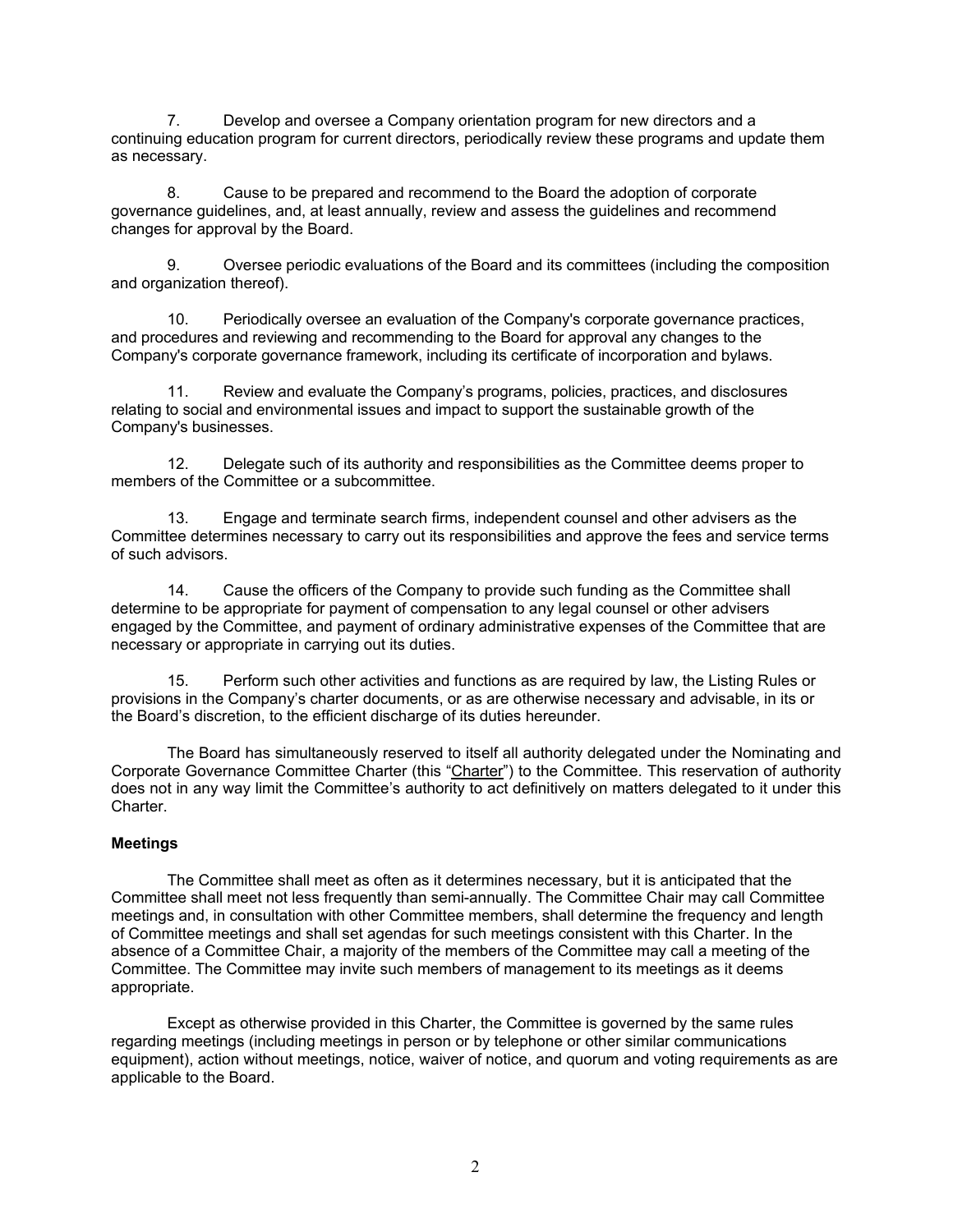7. Develop and oversee a Company orientation program for new directors and a continuing education program for current directors, periodically review these programs and update them as necessary.

8. Cause to be prepared and recommend to the Board the adoption of corporate governance guidelines, and, at least annually, review and assess the guidelines and recommend changes for approval by the Board.

9. Oversee periodic evaluations of the Board and its committees (including the composition and organization thereof).

10. Periodically oversee an evaluation of the Company's corporate governance practices, and procedures and reviewing and recommending to the Board for approval any changes to the Company's corporate governance framework, including its certificate of incorporation and bylaws.

11. Review and evaluate the Company's programs, policies, practices, and disclosures relating to social and environmental issues and impact to support the sustainable growth of the Company's businesses.

12. Delegate such of its authority and responsibilities as the Committee deems proper to members of the Committee or a subcommittee.

13. Engage and terminate search firms, independent counsel and other advisers as the Committee determines necessary to carry out its responsibilities and approve the fees and service terms of such advisors.

14. Cause the officers of the Company to provide such funding as the Committee shall determine to be appropriate for payment of compensation to any legal counsel or other advisers engaged by the Committee, and payment of ordinary administrative expenses of the Committee that are necessary or appropriate in carrying out its duties.

15. Perform such other activities and functions as are required by law, the Listing Rules or provisions in the Company's charter documents, or as are otherwise necessary and advisable, in its or the Board's discretion, to the efficient discharge of its duties hereunder.

The Board has simultaneously reserved to itself all authority delegated under the Nominating and Corporate Governance Committee Charter (this "Charter") to the Committee. This reservation of authority does not in any way limit the Committee's authority to act definitively on matters delegated to it under this Charter.

**Meetings**

The Committee shall meet as often as it determines necessary, but it is anticipated that the Committee shall meet not less frequently than semi-annually. The Committee Chair may call Committee meetings and, in consultation with other Committee members, shall determine the frequency and length of Committee meetings and shall set agendas for such meetings consistent with this Charter. In the absence of a Committee Chair, a majority of the members of the Committee may call a meeting of the Committee. The Committee may invite such members of management to its meetings as it deems appropriate.

Except as otherwise provided in this Charter, the Committee is governed by the same rules regarding meetings (including meetings in person or by telephone or other similar communications equipment), action without meetings, notice, waiver of notice, and quorum and voting requirements as are applicable to the Board.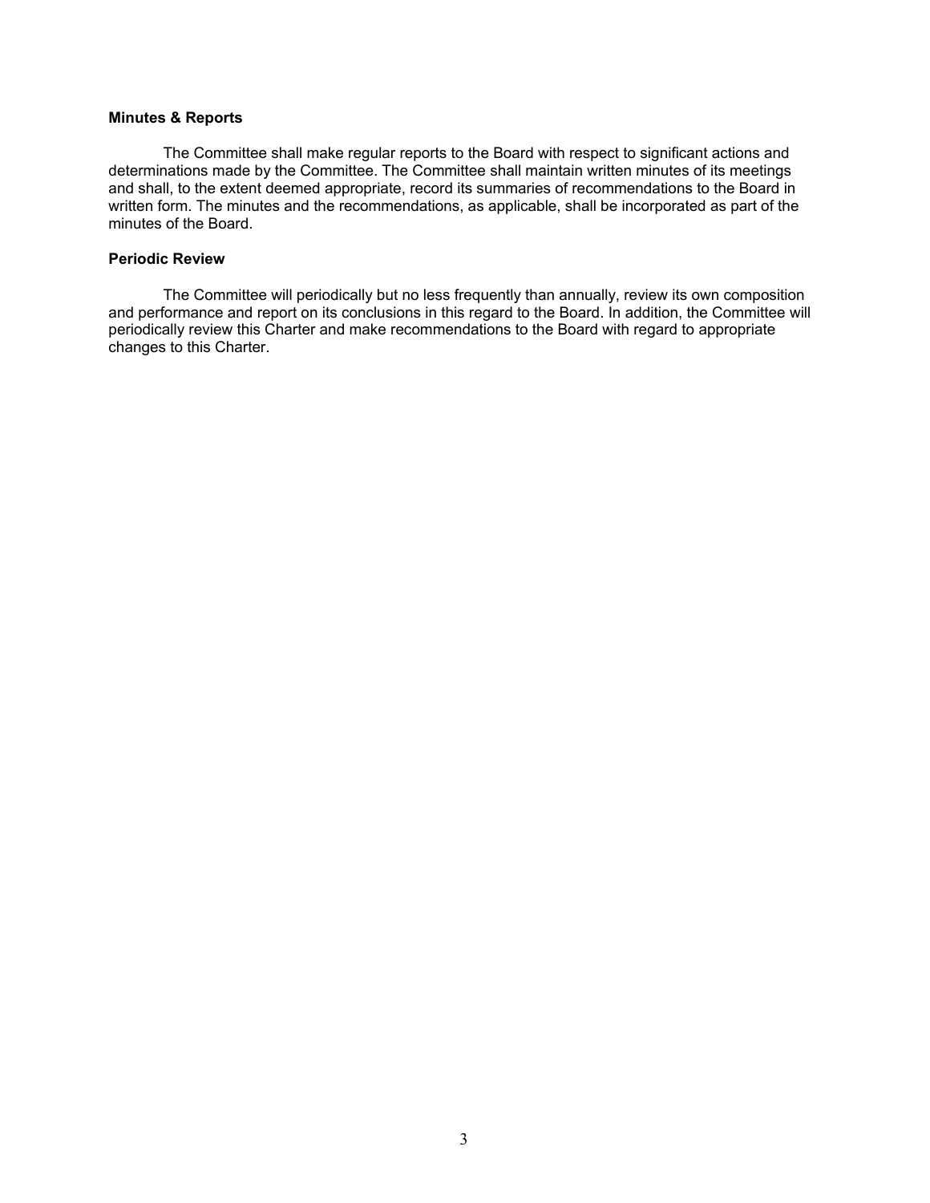**Minutes & Reports**

The Committee shall make regular reports to the Board with respect to significant actions and determinations made by the Committee. The Committee shall maintain written minutes of its meetings and shall, to the extent deemed appropriate, record its summaries of recommendations to the Board in written form. The minutes and the recommendations, as applicable, shall be incorporated as part of the minutes of the Board.

**Periodic Review**

The Committee will periodically but no less frequently than annually, review its own composition and performance and report on its conclusions in this regard to the Board. In addition, the Committee will periodically review this Charter and make recommendations to the Board with regard to appropriate changes to this Charter.